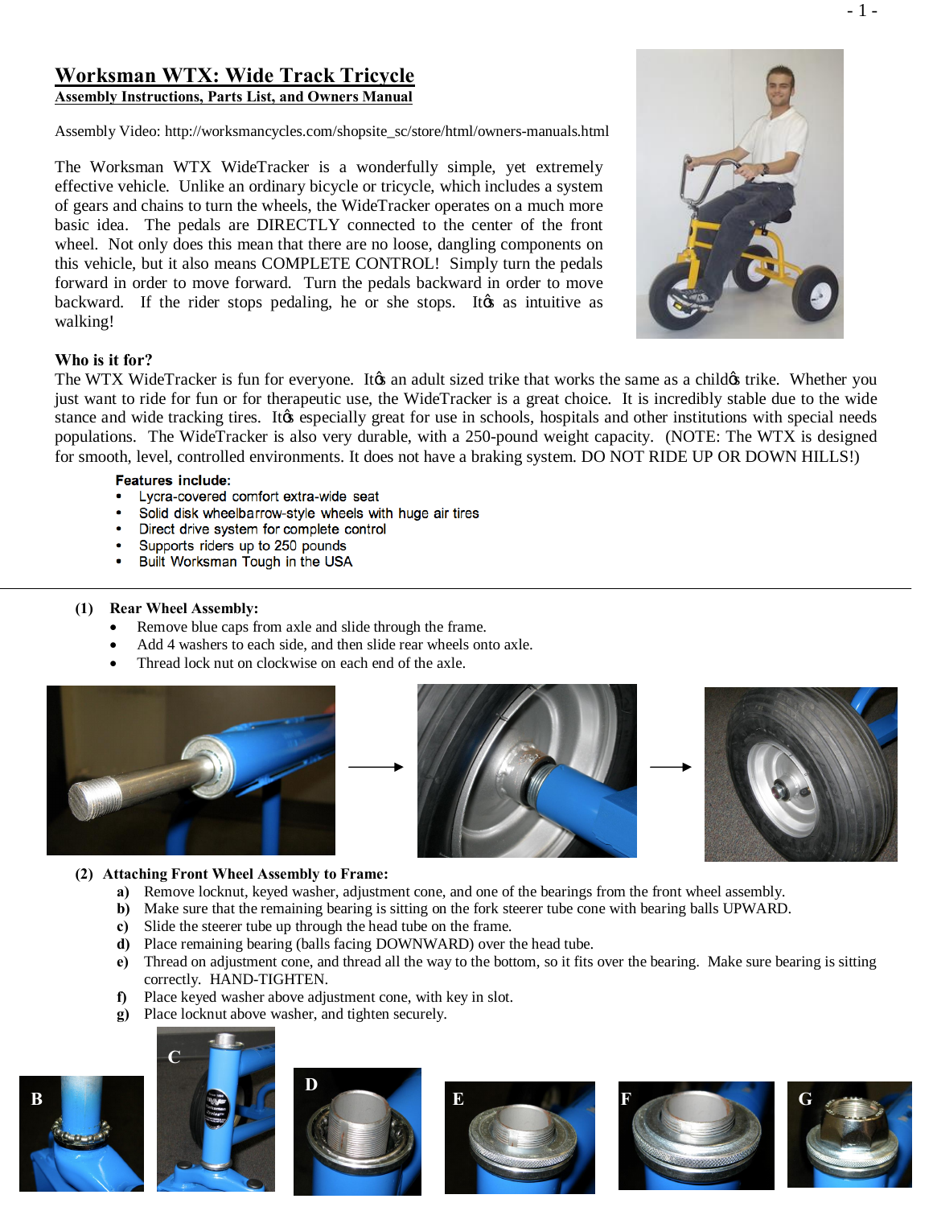# Worksman WTX: Wide Track Tricycle

**Assembly Instructions, Parts List, and Owners Manual**

Assembly Video: http://worksmancycles.com/shopsite_sc/store/html/owners-manuals.html

The Worksman WTX WideTracker is a wonderfully simple, yet extremely effective vehicle. Unlike an ordinary bicycle or tricycle, which includes a system of gears and chains to turn the wheels, the WideTracker operates on a much more basic idea. The pedals are DIRECTLY connected to the center of the front wheel. Not only does this mean that there are no loose, dangling components on this vehicle, but it also means COMPLETE CONTROL! Simply turn the pedals forward in order to move forward. Turn the pedals backward in order to move backward. If the rider stops pedaling, he or she stops. It�s as intuitive as walking!

**Who is it for?**

The WTX WideTracker is fun for everyone. It�s an adult sized trike that works the same as a child�s trike. Whether you just want to ride for fun or for therapeutic use, the WideTracker is a great choice. It is incredibly stable due to the wide stance and wide tracking tires. It�s especially great for use in schools, hospitals and other institutions with special needs populations. The WideTracker is also very durable, with a 250-pound weight capacity. (NOTE: The WTX is designed for smooth, level, controlled environments. It does not have a braking system. DO NOT RIDE UP OR DOWN HILLS!)

**Features include:**

- Lycra-covered comfort extra-wide seat
- Solid disk wheelbarrow-style wheels with huge air tires
- Direct drive system for complete control
- Supports riders up to 250 pounds
- Built Workman Tough in the USA

---

**(1) Rear Wheel Assembly:**

- Remove blue caps from axle and slide through the frame.
- Add 4 washers to each side, and then slide rear wheels onto axle.
- Thread lock nut on clockwise on each end of the axle.

**(2) Attaching Front Wheel Assembly to Frame:**

a) Remove locknut, keyed washer, adjustment cone, and one of the bearings from the front wheel assembly.
b) Make sure that the remaining bearing is sitting on the fork steerer tube cone with bearing balls UPWARD.
c) Slide the steerer tube up through the head tube on the frame.
d) Place remaining bearing (balls facing DOWNWARD) over the head tube.
e) Thread on adjustment cone, and thread all the way to the bottom, so it fits over the bearing. Make sure bearing is sitting correctly. HAND-TIGHTEN.
f) Place keyed washer above adjustment cone, with key in slot.
g) Place locknut above washer, and tighten securely.

B C D E F G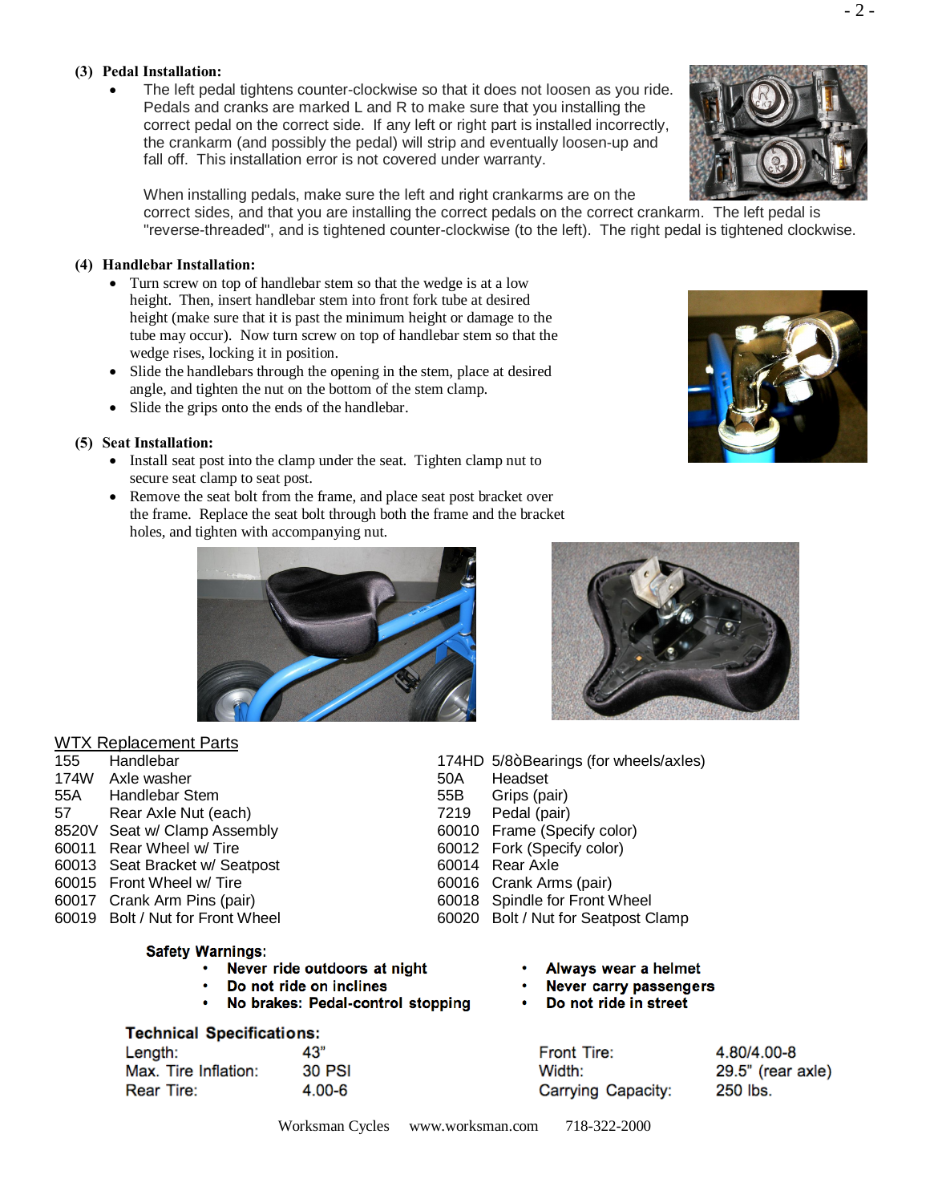**(3) Pedal Installation:**

- The left pedal tightens counter-clockwise so that it does not loosen as you ride. Pedals and cranks are marked L and R to make sure that you installing the correct pedal on the correct side. If any left or right part is installed incorrectly, the crankarm (and possibly the pedal) will strip and eventually loosen-up and fall off. This installation error is not covered under warranty.

  When installing pedals, make sure the left and right crankarms are on the correct sides, and that you are installing the correct pedals on the correct crankarm. The left pedal is "reverse-threaded", and is tightened counter-clockwise (to the left). The right pedal is tightened clockwise.

**(4) Handlebar Installation:**

- Turn screw on top of handlebar stem so that the wedge is at a low height. Then, insert handlebar stem into front fork tube at desired height (make sure that it is past the minimum height or damage to the tube may occur). Now turn screw on top of handlebar stem so that the wedge rises, locking it in position.
- Slide the handlebars through the opening in the stem, place at desired angle, and tighten the nut on the bottom of the stem clamp.
- Slide the grips onto the ends of the handlebar.

**(5) Seat Installation:**

- Install seat post into the clamp under the seat. Tighten clamp nut to secure seat clamp to seat post.
- Remove the seat bolt from the frame, and place seat post bracket over the frame. Replace the seat bolt through both the frame and the bracket holes, and tighten with accompanying nut.

WTX Replacement Parts

| | | | |
|---|---|---|---|
| 155 | Handlebar | 174HD | 5/8òBearings (for wheels/axles) |
| 174W | Axle washer | 50A | Headset |
| 55A | Handlebar Stem | 55B | Grips (pair) |
| 57 | Rear Axle Nut (each) | 7219 | Pedal (pair) |
| 8520V | Seat w/ Clamp Assembly | 60010 | Frame (Specify color) |
| 60011 | Rear Wheel w/ Tire | 60012 | Fork (Specify color) |
| 60013 | Seat Bracket w/ Seatpost | 60014 | Rear Axle |
| 60015 | Front Wheel w/ Tire | 60016 | Crank Arms (pair) |
| 60017 | Crank Arm Pins (pair) | 60018 | Spindle for Front Wheel |
| 60019 | Bolt / Nut for Front Wheel | 60020 | Bolt / Nut for Seatpost Clamp |

**Safety Warnings:**

- **Never ride outdoors at night**
- **Do not ride on inclines**
- **No brakes: Pedal-control stopping**
- **Always wear a helmet**
- **Never carry passengers**
- **Do not ride in street**

**Technical Specifications:**

| | | | |
|---|---|---|---|
| Length: | 43" | Front Tire: | 4.80/4.00-8 |
| Max. Tire Inflation: | 30 PSI | Width: | 29.5" (rear axle) |
| Rear Tire: | 4.00-6 | Carrying Capacity: | 250 lbs. |

Worksman Cycles www.worksman.com 718-322-2000